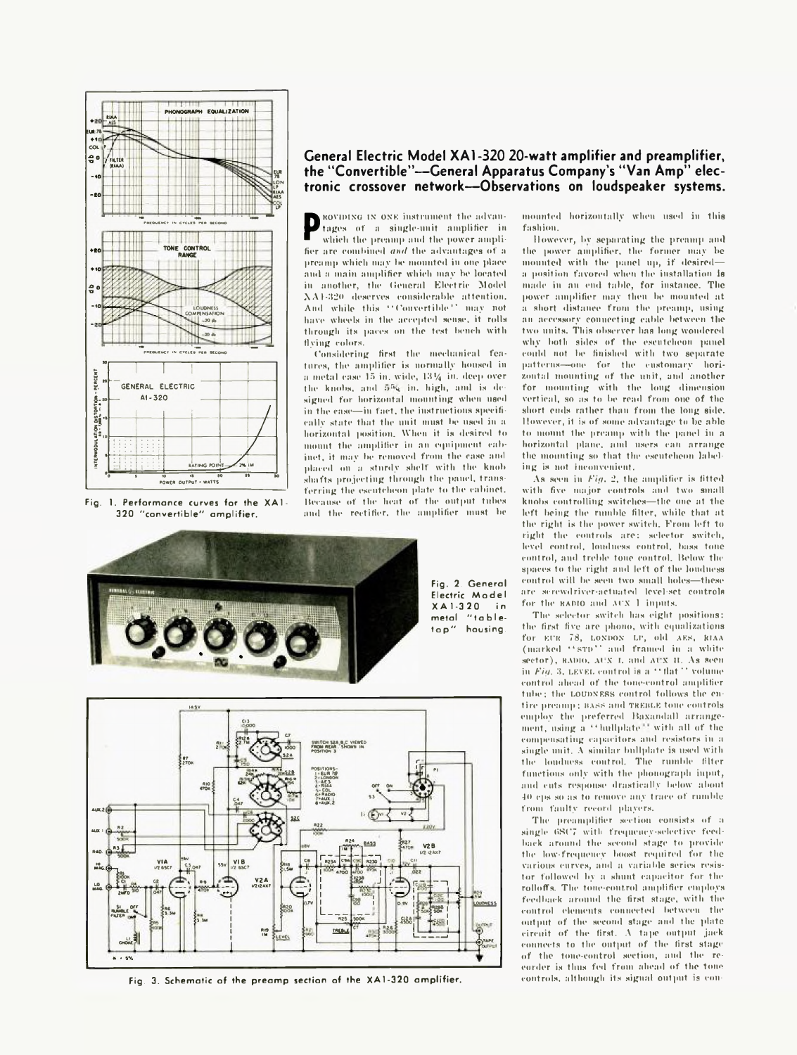## General Electric Model XA1-320 20-watt amplifier and preamplifier, the "Convertible"—General Apparatus Company's "Van Amp" electronic crossover network—Observations on loudspeaker systems.

Fig. 1. Performance curves for the XA1-320 "convertible" amplifier.

Providing in one instrument the advantages of a single-unit amplifier in which the preamp and the power amplifier are combined *and* the advantages of a preamp which may be mounted in one place and a main amplifier which may be located in another, the General Electric Model XA1-320 deserves considerable attention. And while this "Convertible" may not have wheels in the accepted sense, it rolls through its paces on the test bench with flying colors.

Considering first the mechanical features, the amplifier is normally housed in a metal case 15 in. wide, 13¼ in. deep over the knobs, and 5⅝ in. high, and is designed for horizontal mounting when used in the case—in fact, the instructions specifically state that the unit must be used in a horizontal position. When it is desired to mount the amplifier in an equipment cabinet, it may be removed from the case and placed on a sturdy shelf with the knob shafts projecting through the panel, transferring the escutcheon plate to the cabinet. Because of the heat of the output tubes and the rectifier, the amplifier must be mounted horizontally when used in this fashion.

However, by separating the preamp and the power amplifier, the former may be mounted with the panel up, if desired—a position favored when the installation is made in an end table, for instance. The power amplifier may then be mounted at a short distance from the preamp, using an accessory connecting cable between the two units. This observer has long wondered why both sides of the escutcheon panel could not be finished with two separate patterns—one for the customary horizontal mounting of the unit, and another for mounting with the long dimension vertical, so as to be read from one of the short ends rather than from the long side. However, it is of some advantage to be able to mount the preamp with the panel in a horizontal plane, and users can arrange the mounting so that the escutcheon labeling is not inconvenient.

Fig. 2 General Electric Model XA1-320 in metal "table-top" housing

As seen in *Fig. 2*, the amplifier is fitted with five major controls and two small knobs controlling switches—the one at the left being the rumble filter, while that at the right is the power switch. From left to right the controls are: selector switch, level control, loudness control, bass tone control, and treble tone control. Below the spaces to the right and left of the loudness control will be seen two small holes—these are screwdriver-actuated level-set controls for the RADIO and AUX 1 inputs.

The selector switch has eight positions: the first five are phono, with equalizations for EUR 78, LONDON LP, old AES, RIAA (marked "STD" and framed in a white sector), RADIO, AUX I, and AUX II. As seen in *Fig. 3*, LEVEL control is a "flat" volume control ahead of the tone-control amplifier tube; the LOUDNESS control follows the entire preamp; BASS and TREBLE tone controls employ the preferred Baxandall arrangement, using a "bullplate" with all of the compensating capacitors and resistors in a single unit. A similar bullplate is used with the loudness control. The rumble filter functions only with the phonograph input, and cuts response drastically below about 40 cps so as to remove any trace of rumble from faulty record players.

The preamplifier section consists of a single 6SC7 with frequency-selective feedback around the second stage to provide the low-frequency boost required for the various curves, and a variable series resistor followed by a shunt capacitor for the rolloffs. The tone-control amplifier employs feedback around the first stage, with the control elements connected between the output of the second stage and the plate circuit of the first. A tape output jack connects to the output of the first stage of the tone-control section, and the recorder is thus fed from ahead of the tone controls, although its signal output is con-

Fig. 3. Schematic of the preamp section of the XA1-320 amplifier.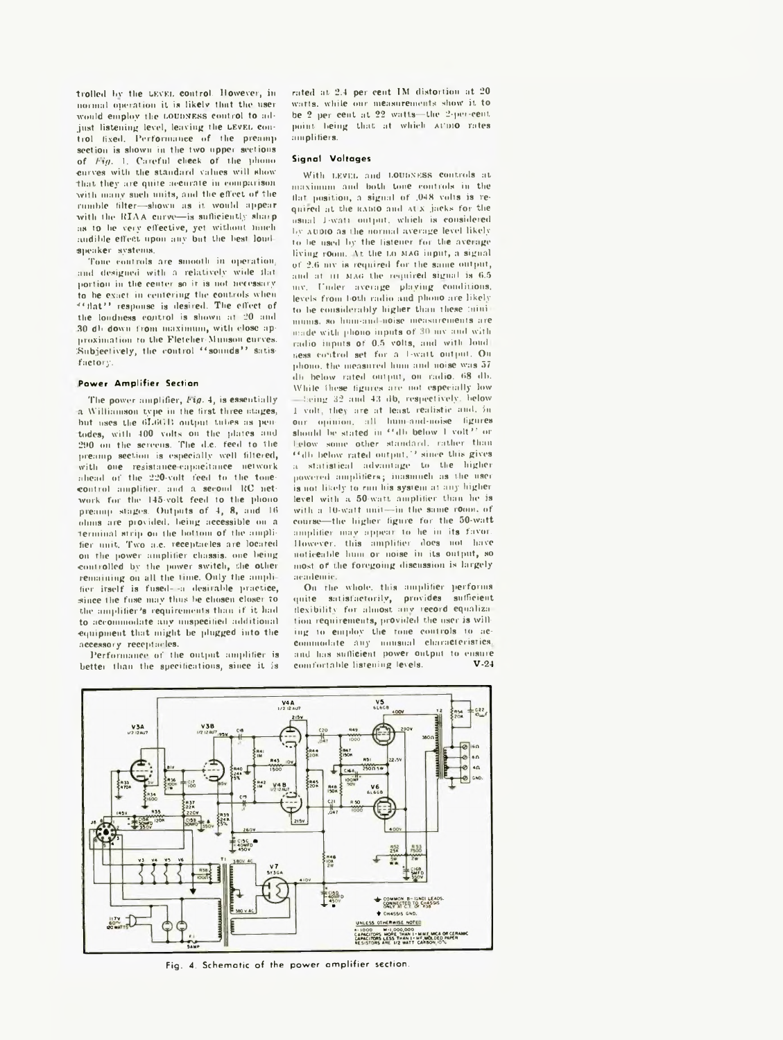trolled by the LEVEL control. However, in normal operation it is likely that the user would employ the LOUDNESS control to adjust listening level, leaving the LEVEL control fixed. Performance of the preamp section is shown in the two upper sections of *Fig.* 1. Careful check of the phono curves with the standard values will show that they are quite accurate in comparison with many such units, and the effect of the rumble filter—shown as it would appear with the RIAA curve—is sufficiently sharp as to be very effective, yet without much audible effect upon any but the best loudspeaker systems.

Tone controls are smooth in operation, and designed with a relatively wide flat portion in the center so it is not necessary to be exact in centering the controls when "flat" response is desired. The effect of the loudness control is shown at 20 and 30 db down from maximum, with close approximation to the Fletcher Munson curves. Subjectively, the control "sounds" satisfactory.

### Power Amplifier Section

The power amplifier, *Fig.* 4, is essentially a Williamson type in the first three stages, but uses the 6L6GB output tubes as pentodes, with 400 volts on the plates and 290 on the screens. The d.c. feed to the preamp section is especially well filtered, with one resistance-capacitance network ahead of the 220-volt feed to the tone-control amplifier, and a second RC network for the 145-volt feed to the phono preamp stages. Outputs of 4, 8, and 16 ohms are provided, being accessible on a terminal strip on the bottom of the amplifier unit. Two a.c. receptacles are located on the power amplifier chassis, one being controlled by the power switch, the other remaining on all the time. Only the amplifier itself is fused—a desirable practice, since the fuse may thus be chosen closer to the amplifier's requirements than if it had to accommodate any unspecified additional equipment that might be plugged into the accessory receptacles.

Performance of the output amplifier is better than the specifications, since it is rated at 2.4 per cent IM distortion at 20 watts, while our measurements show it to be 2 per cent at 22 watts—the 2-per-cent point being that at which AUDIO rates amplifiers.

### Signal Voltages

With LEVEL and LOUDNESS controls at maximum and both tone controls in the flat position, a signal of .048 volts is required at the RADIO and AUX jacks for the usual 1-watt output, which is considered by AUDIO as the normal average level likely to be used by the listener for the average living room. At the LO MAG input, a signal of 2.6 mv is required for the same output, and at HI MAG the required signal is 6.5 mv. Under average playing conditions, levels from both radio and phono are likely to be considerably higher than these minimums, so hum-and-noise measurements are made with phono inputs of 30 mv and with radio inputs of 0.5 volts, and with loudness control set for a 1-watt output. On phono, the measured hum and noise was 57 db below rated output, on radio, 68 db. While these figures are not especially low—being 32 and 43 db, respectively, below 1 volt, they are at least realistic and, in our opinion, all hum-and-noise figures should be stated in "db below 1 volt" or below some other standard, rather than "db below rated output," since this gives a statistical advantage to the higher powered amplifiers; inasmuch as the user is not likely to run his system at any higher level with a 50-watt amplifier than he is with a 10-watt unit—in the same room, of course—the higher figure for the 50-watt amplifier may appear to be in its favor. However, this amplifier does not have noticeable hum or noise in its output, so most of the foregoing discussion is largely academic.

On the whole, this amplifier performs quite satisfactorily, provides sufficient flexibility for almost any record equalization requirements, provided the user is willing to employ the tone controls to accommodate any unusual characteristics, and has sufficient power output to ensure comfortable listening levels. **V-24**

V4A 1/2 12AU7
V5 6L6GB
V3A 1/2 12AU7
V3B 1/2 12AU7
V4B 1/2 12AU7
V6 6L6GB
V7 5Y3GA

COMMON B- (GND) LEADS. CONNECTED TO CHASSIS ONLY AT CT OF T1
CHASSIS GND.

UNLESS OTHERWISE NOTED
K-1000 M-1,000,000
CAPACITORS MORE THAN 1 MMF, MICA OR CERAMIC
CAPACITORS LESS THAN 1 MF, MOLDED PAPER
RESISTORS ARE 1/2 WATT CARBON 10%

Fig. 4. Schematic of the power amplifier section.